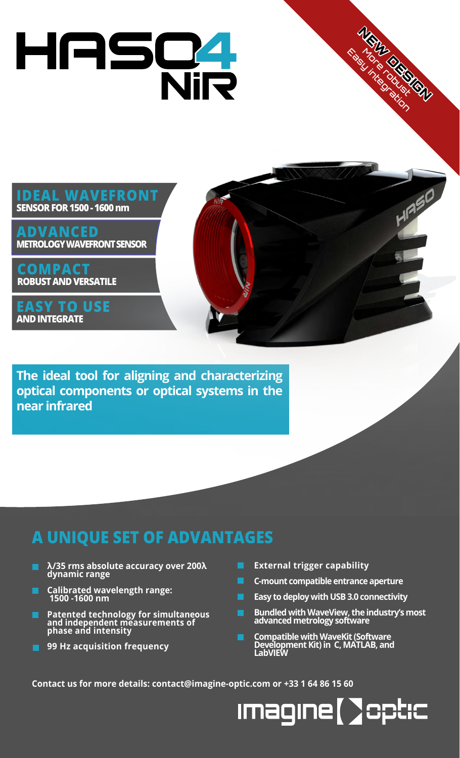# HASO4 NiR

**NEW DESIGN**
More robust
Easy integration

**IDEAL WAVEFRONT**
**SENSOR FOR 1500 - 1600 nm**

**ADVANCED**
**METROLOGY WAVEFRONT SENSOR**

**COMPACT**
**ROBUST AND VERSATILE**

**EASY TO USE**
**AND INTEGRATE**

**The ideal tool for aligning and characterizing optical components or optical systems in the near infrared**

## A UNIQUE SET OF ADVANTAGES

- **λ/35 rms absolute accuracy over 200λ dynamic range**
- **Calibrated wavelength range: 1500 -1600 nm**
- **Patented technology for simultaneous and independent measurements of phase and intensity**
- **99 Hz acquisition frequency**
- **External trigger capability**
- **C-mount compatible entrance aperture**
- **Easy to deploy with USB 3.0 connectivity**
- **Bundled with WaveView, the industry's most advanced metrology software**
- **Compatible with WaveKit (Software Development Kit) in C, MATLAB, and LabVIEW**

**Contact us for more details: contact@imagine-optic.com or +33 1 64 86 15 60**

imagine optic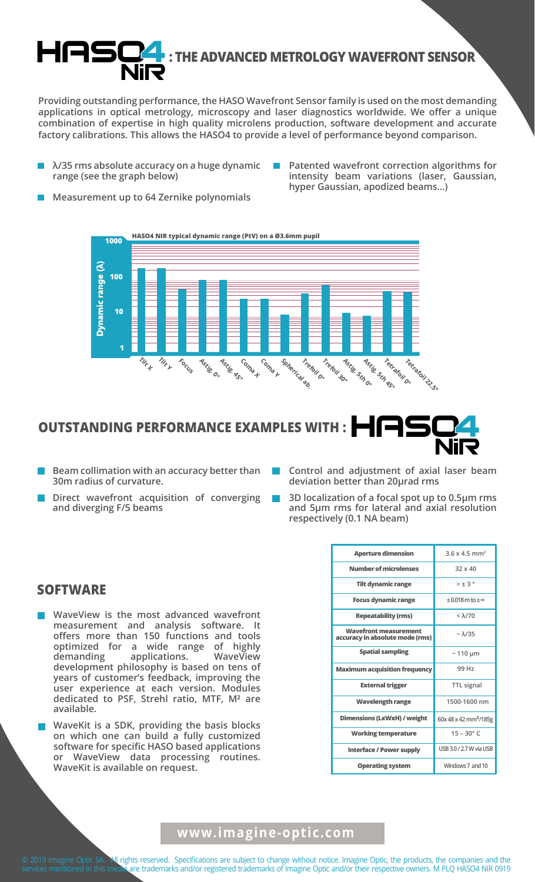# HASO4 NIR : THE ADVANCED METROLOGY WAVEFRONT SENSOR

**Providing outstanding performance, the HASO Wavefront Sensor family is used on the most demanding applications in optical metrology, microscopy and laser diagnostics worldwide. We offer a unique combination of expertise in high quality microlens production, software development and accurate factory calibrations. This allows the HASO4 to provide a level of performance beyond comparison.**

- **λ/35 rms absolute accuracy on a huge dynamic range (see the graph below)**
- **Measurement up to 64 Zernike polynomials**
- **Patented wavefront correction algorithms for intensity beam variations (laser, Gaussian, hyper Gaussian, apodized beams...)**

HASO4 NIR typical dynamic range (PtV) on a Ø3.6mm pupil

Dynamic range (λ)

1000
100
10
1

Tilt X, Tilt Y, Focus, Astig. 0°, Astig. 45°, Coma X, Coma Y, Spherical ab., Trefoil 0°, Trefoil 30°, Astig. 5th 0°, Astig. 5th 45°, Tetrafoil 0°, Tetrafoil 22.5°

## OUTSTANDING PERFORMANCE EXAMPLES WITH : HASO4 NIR

- **Beam collimation with an accuracy better than 30m radius of curvature.**
- **Direct wavefront acquisition of converging and diverging F/5 beams**
- **Control and adjustment of axial laser beam deviation better than 20µrad rms**
- **3D localization of a focal spot up to 0.5µm rms and 5µm rms for lateral and axial resolution respectively (0.1 NA beam)**

## SOFTWARE

- **WaveView is the most advanced wavefront measurement and analysis software. It offers more than 150 functions and tools optimized for a wide range of highly demanding applications. WaveView development philosophy is based on tens of years of customer's feedback, improving the user experience at each version. Modules dedicated to PSF, Strehl ratio, MTF, M² are available.**
- **WaveKit is a SDK, providing the basis blocks on which one can build a fully customized software for specific HASO based applications or WaveView data processing routines. WaveKit is available on request.**

| | |
|---|---|
| **Aperture dimension** | 3.6 x 4.5 mm² |
| **Number of microlenses** | 32 x 40 |
| **Tilt dynamic range** | > ± 3 ° |
| **Focus dynamic range** | ± 0.018 m to ± ∞ |
| **Repeatability (rms)** | < λ/70 |
| **Wavefront measurement accuracy in absolute mode (rms)** | ~ λ/35 |
| **Spatial sampling** | ~ 110 µm |
| **Maximum acquisition frequency** | 99 Hz |
| **External trigger** | TTL signal |
| **Wavelength range** | 1500-1600 nm |
| **Dimensions (LxWxH) / weight** | 60 x 48 x 42 mm³/185g |
| **Working temperature** | 15 – 30° C |
| **Interface / Power supply** | USB 3.0 / 2.7 W via USB |
| **Operating system** | Windows 7 and 10 |

**www.imagine-optic.com**

© 2019 Imagine Optic SA. All rights reserved. Specifications are subject to change without notice. Imagine Optic, the products, the companies and the services mentioned in this media are trademarks and/or registered trademarks of Imagine Optic and/or their respective owners. M PLQ HASO4 NIR 0919